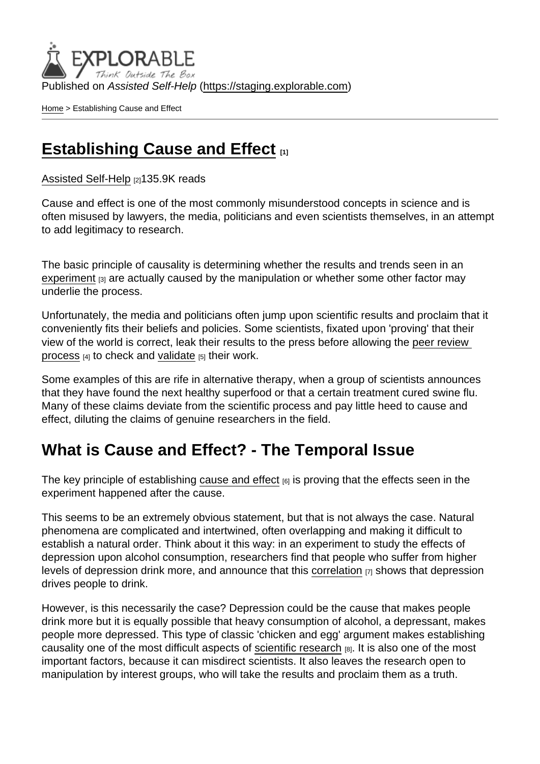Published on *Assisted Self-Help* (https://staging.explorable.com)

Home > Establishing Cause and Effect

# Establishing Cause and Effect [1]

Assisted Self-Help [2]135.9K reads

Cause and effect is one of the most commonly misunderstood concepts in science and is often misused by lawyers, the media, politicians and even scientists themselves, in an attempt to add legitimacy to research.

The basic principle of causality is determining whether the results and trends seen in an experiment [3] are actually caused by the manipulation or whether some other factor may underlie the process.

Unfortunately, the media and politicians often jump upon scientific results and proclaim that it conveniently fits their beliefs and policies. Some scientists, fixated upon 'proving' that their view of the world is correct, leak their results to the press before allowing the peer review process [4] to check and validate [5] their work.

Some examples of this are rife in alternative therapy, when a group of scientists announces that they have found the next healthy superfood or that a certain treatment cured swine flu. Many of these claims deviate from the scientific process and pay little heed to cause and effect, diluting the claims of genuine researchers in the field.

## What is Cause and Effect? - The Temporal Issue

The key principle of establishing cause and effect [6] is proving that the effects seen in the experiment happened after the cause.

This seems to be an extremely obvious statement, but that is not always the case. Natural phenomena are complicated and intertwined, often overlapping and making it difficult to establish a natural order. Think about it this way: in an experiment to study the effects of depression upon alcohol consumption, researchers find that people who suffer from higher levels of depression drink more, and announce that this correlation [7] shows that depression drives people to drink.

However, is this necessarily the case? Depression could be the cause that makes people drink more but it is equally possible that heavy consumption of alcohol, a depressant, makes people more depressed. This type of classic 'chicken and egg' argument makes establishing causality one of the most difficult aspects of scientific research [8]. It is also one of the most important factors, because it can misdirect scientists. It also leaves the research open to manipulation by interest groups, who will take the results and proclaim them as a truth.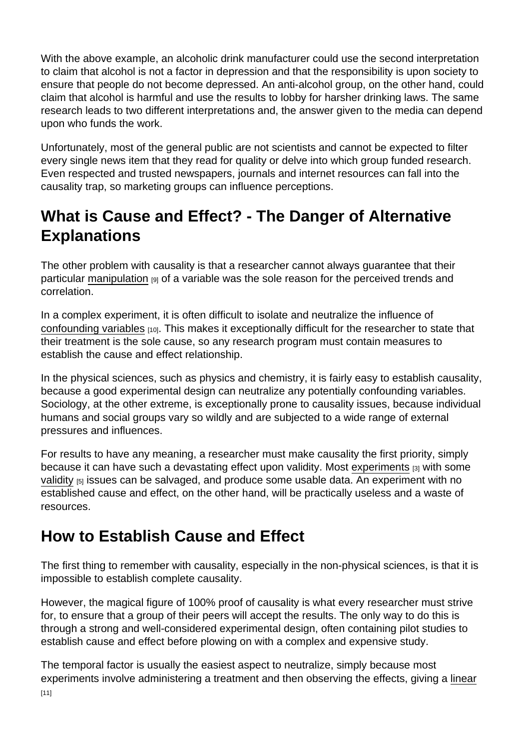With the above example, an alcoholic drink manufacturer could use the second interpretation to claim that alcohol is not a factor in depression and that the responsibility is upon society to ensure that people do not become depressed. An anti-alcohol group, on the other hand, could claim that alcohol is harmful and use the results to lobby for harsher drinking laws. The same research leads to two different interpretations and, the answer given to the media can depend upon who funds the work.

Unfortunately, most of the general public are not scientists and cannot be expected to filter every single news item that they read for quality or delve into which group funded research. Even respected and trusted newspapers, journals and internet resources can fall into the causality trap, so marketing groups can influence perceptions.

## What is Cause and Effect? - The Danger of Alternative Explanations

The other problem with causality is that a researcher cannot always guarantee that their particular manipulation [9] of a variable was the sole reason for the perceived trends and correlation.

In a complex experiment, it is often difficult to isolate and neutralize the influence of confounding variables [10]. This makes it exceptionally difficult for the researcher to state that their treatment is the sole cause, so any research program must contain measures to establish the cause and effect relationship.

In the physical sciences, such as physics and chemistry, it is fairly easy to establish causality, because a good experimental design can neutralize any potentially confounding variables. Sociology, at the other extreme, is exceptionally prone to causality issues, because individual humans and social groups vary so wildly and are subjected to a wide range of external pressures and influences.

For results to have any meaning, a researcher must make causality the first priority, simply because it can have such a devastating effect upon validity. Most experiments [3] with some validity [5] issues can be salvaged, and produce some usable data. An experiment with no established cause and effect, on the other hand, will be practically useless and a waste of resources.

## How to Establish Cause and Effect

The first thing to remember with causality, especially in the non-physical sciences, is that it is impossible to establish complete causality.

However, the magical figure of 100% proof of causality is what every researcher must strive for, to ensure that a group of their peers will accept the results. The only way to do this is through a strong and well-considered experimental design, often containing pilot studies to establish cause and effect before plowing on with a complex and expensive study.

The temporal factor is usually the easiest aspect to neutralize, simply because most experiments involve administering a treatment and then observing the effects, giving a linear [11]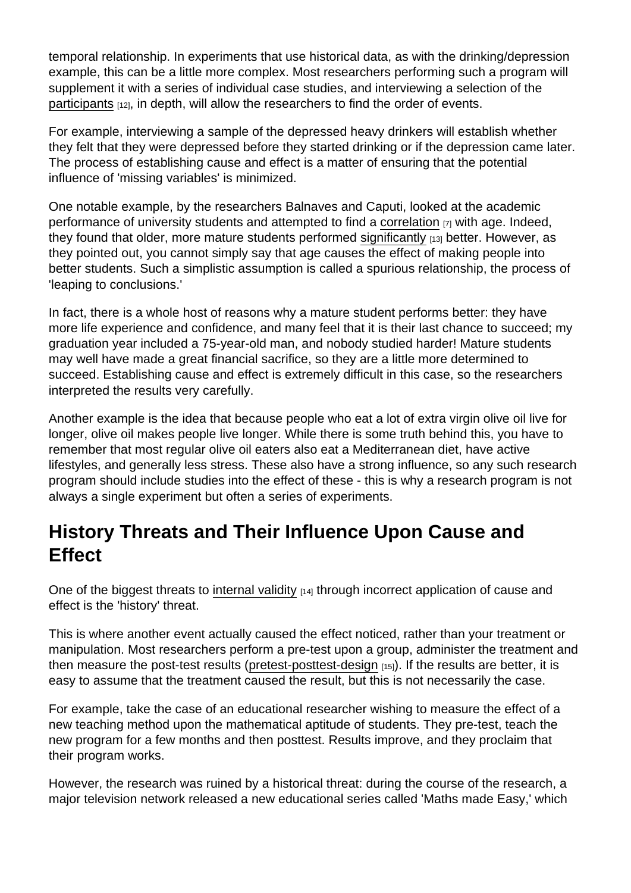temporal relationship. In experiments that use historical data, as with the drinking/depression example, this can be a little more complex. Most researchers performing such a program will supplement it with a series of individual case studies, and interviewing a selection of the participants [12], in depth, will allow the researchers to find the order of events.

For example, interviewing a sample of the depressed heavy drinkers will establish whether they felt that they were depressed before they started drinking or if the depression came later. The process of establishing cause and effect is a matter of ensuring that the potential influence of 'missing variables' is minimized.

One notable example, by the researchers Balnaves and Caputi, looked at the academic performance of university students and attempted to find a correlation [7] with age. Indeed, they found that older, more mature students performed significantly [13] better. However, as they pointed out, you cannot simply say that age causes the effect of making people into better students. Such a simplistic assumption is called a spurious relationship, the process of 'leaping to conclusions.'

In fact, there is a whole host of reasons why a mature student performs better: they have more life experience and confidence, and many feel that it is their last chance to succeed; my graduation year included a 75-year-old man, and nobody studied harder! Mature students may well have made a great financial sacrifice, so they are a little more determined to succeed. Establishing cause and effect is extremely difficult in this case, so the researchers interpreted the results very carefully.

Another example is the idea that because people who eat a lot of extra virgin olive oil live for longer, olive oil makes people live longer. While there is some truth behind this, you have to remember that most regular olive oil eaters also eat a Mediterranean diet, have active lifestyles, and generally less stress. These also have a strong influence, so any such research program should include studies into the effect of these - this is why a research program is not always a single experiment but often a series of experiments.

## History Threats and Their Influence Upon Cause and Effect

One of the biggest threats to internal validity [14] through incorrect application of cause and effect is the 'history' threat.

This is where another event actually caused the effect noticed, rather than your treatment or manipulation. Most researchers perform a pre-test upon a group, administer the treatment and then measure the post-test results (pretest-posttest-design [15]). If the results are better, it is easy to assume that the treatment caused the result, but this is not necessarily the case.

For example, take the case of an educational researcher wishing to measure the effect of a new teaching method upon the mathematical aptitude of students. They pre-test, teach the new program for a few months and then posttest. Results improve, and they proclaim that their program works.

However, the research was ruined by a historical threat: during the course of the research, a major television network released a new educational series called 'Maths made Easy,' which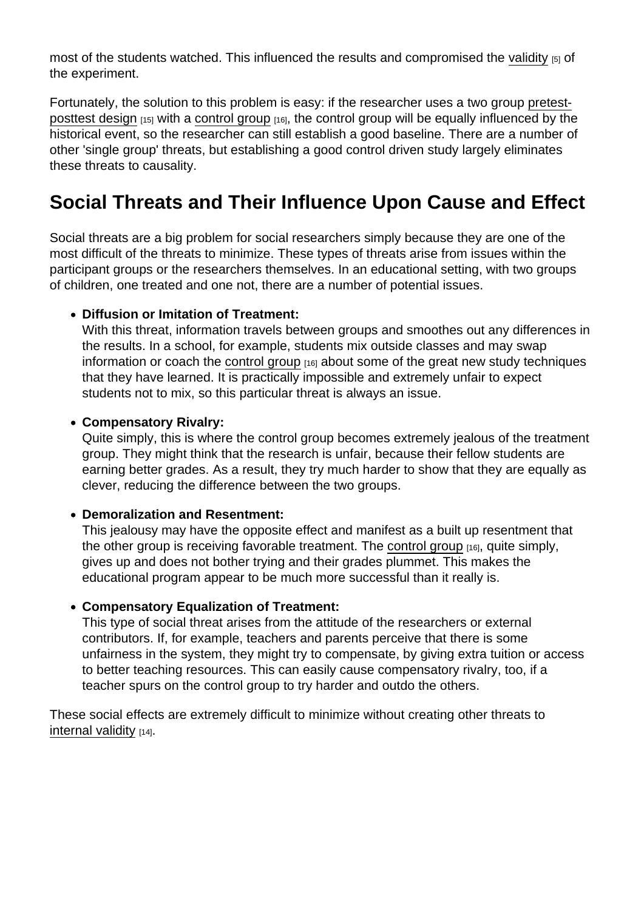most of the students watched. This influenced the results and compromised the validity [5] of the experiment.

Fortunately, the solution to this problem is easy: if the researcher uses a two group pretest-posttest design [15] with a control group [16], the control group will be equally influenced by the historical event, so the researcher can still establish a good baseline. There are a number of other 'single group' threats, but establishing a good control driven study largely eliminates these threats to causality.

## Social Threats and Their Influence Upon Cause and Effect

Social threats are a big problem for social researchers simply because they are one of the most difficult of the threats to minimize. These types of threats arise from issues within the participant groups or the researchers themselves. In an educational setting, with two groups of children, one treated and one not, there are a number of potential issues.

- **Diffusion or Imitation of Treatment:**
  With this threat, information travels between groups and smoothes out any differences in the results. In a school, for example, students mix outside classes and may swap information or coach the control group [16] about some of the great new study techniques that they have learned. It is practically impossible and extremely unfair to expect students not to mix, so this particular threat is always an issue.

- **Compensatory Rivalry:**
  Quite simply, this is where the control group becomes extremely jealous of the treatment group. They might think that the research is unfair, because their fellow students are earning better grades. As a result, they try much harder to show that they are equally as clever, reducing the difference between the two groups.

- **Demoralization and Resentment:**
  This jealousy may have the opposite effect and manifest as a built up resentment that the other group is receiving favorable treatment. The control group [16], quite simply, gives up and does not bother trying and their grades plummet. This makes the educational program appear to be much more successful than it really is.

- **Compensatory Equalization of Treatment:**
  This type of social threat arises from the attitude of the researchers or external contributors. If, for example, teachers and parents perceive that there is some unfairness in the system, they might try to compensate, by giving extra tuition or access to better teaching resources. This can easily cause compensatory rivalry, too, if a teacher spurs on the control group to try harder and outdo the others.

These social effects are extremely difficult to minimize without creating other threats to internal validity [14].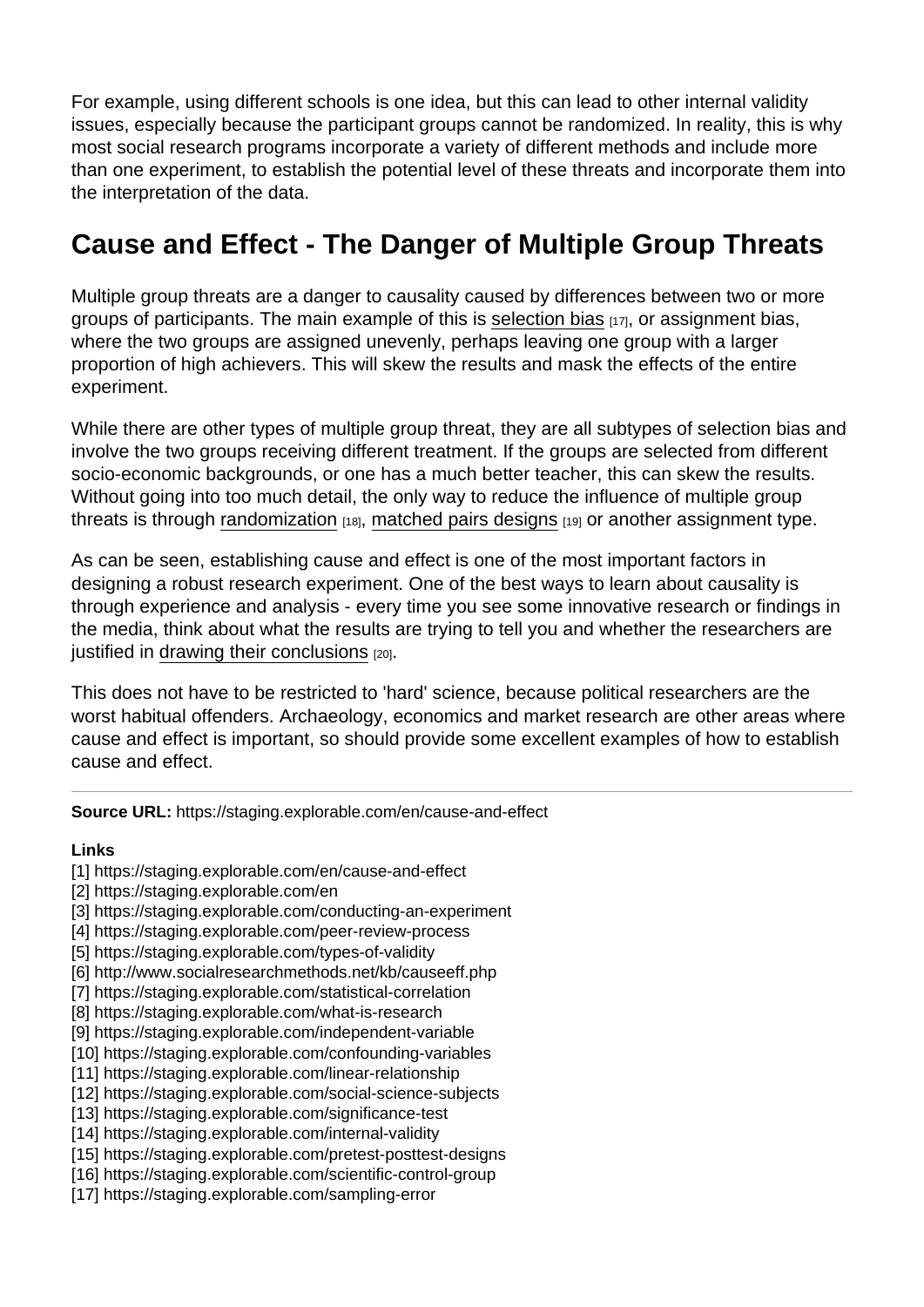For example, using different schools is one idea, but this can lead to other internal validity issues, especially because the participant groups cannot be randomized. In reality, this is why most social research programs incorporate a variety of different methods and include more than one experiment, to establish the potential level of these threats and incorporate them into the interpretation of the data.

## Cause and Effect - The Danger of Multiple Group Threats

Multiple group threats are a danger to causality caused by differences between two or more groups of participants. The main example of this is selection bias [17], or assignment bias, where the two groups are assigned unevenly, perhaps leaving one group with a larger proportion of high achievers. This will skew the results and mask the effects of the entire experiment.

While there are other types of multiple group threat, they are all subtypes of selection bias and involve the two groups receiving different treatment. If the groups are selected from different socio-economic backgrounds, or one has a much better teacher, this can skew the results. Without going into too much detail, the only way to reduce the influence of multiple group threats is through randomization [18], matched pairs designs [19] or another assignment type.

As can be seen, establishing cause and effect is one of the most important factors in designing a robust research experiment. One of the best ways to learn about causality is through experience and analysis - every time you see some innovative research or findings in the media, think about what the results are trying to tell you and whether the researchers are justified in drawing their conclusions [20].

This does not have to be restricted to 'hard' science, because political researchers are the worst habitual offenders. Archaeology, economics and market research are other areas where cause and effect is important, so should provide some excellent examples of how to establish cause and effect.

---

**Source URL:** https://staging.explorable.com/en/cause-and-effect

**Links**
[1] https://staging.explorable.com/en/cause-and-effect
[2] https://staging.explorable.com/en
[3] https://staging.explorable.com/conducting-an-experiment
[4] https://staging.explorable.com/peer-review-process
[5] https://staging.explorable.com/types-of-validity
[6] http://www.socialresearchmethods.net/kb/causeeff.php
[7] https://staging.explorable.com/statistical-correlation
[8] https://staging.explorable.com/what-is-research
[9] https://staging.explorable.com/independent-variable
[10] https://staging.explorable.com/confounding-variables
[11] https://staging.explorable.com/linear-relationship
[12] https://staging.explorable.com/social-science-subjects
[13] https://staging.explorable.com/significance-test
[14] https://staging.explorable.com/internal-validity
[15] https://staging.explorable.com/pretest-posttest-designs
[16] https://staging.explorable.com/scientific-control-group
[17] https://staging.explorable.com/sampling-error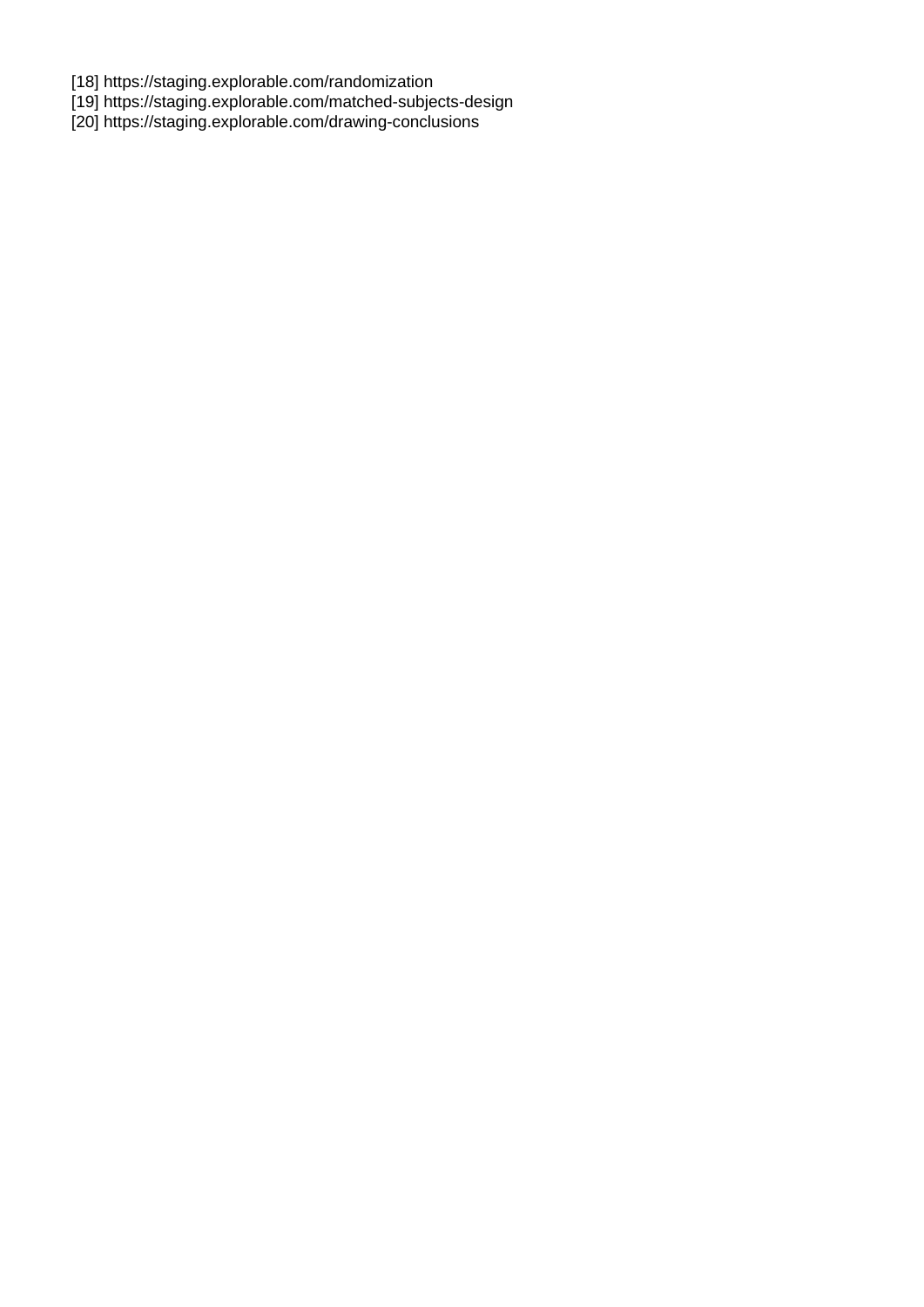[18] https://staging.explorable.com/randomization
[19] https://staging.explorable.com/matched-subjects-design
[20] https://staging.explorable.com/drawing-conclusions